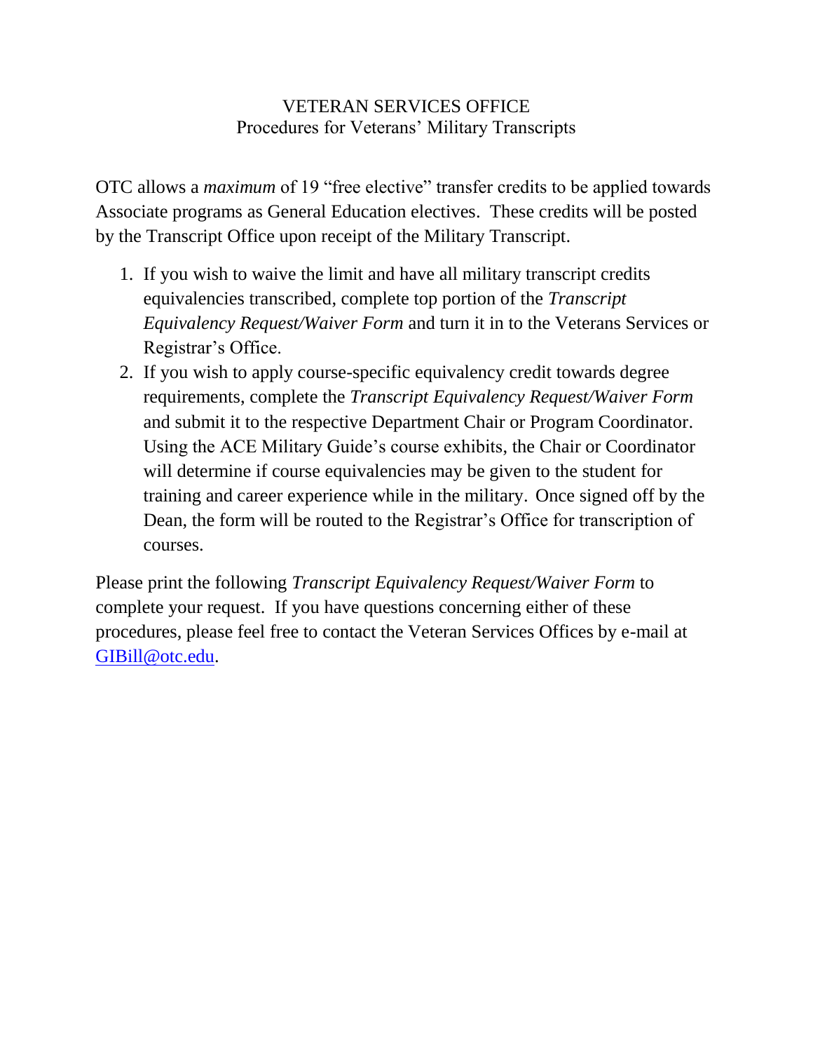# VETERAN SERVICES OFFICE

## Procedures for Veterans' Military Transcripts

OTC allows a *maximum* of 19 "free elective" transfer credits to be applied towards Associate programs as General Education electives. These credits will be posted by the Transcript Office upon receipt of the Military Transcript.

1. If you wish to waive the limit and have all military transcript credits equivalencies transcribed, complete top portion of the *Transcript Equivalency Request/Waiver Form* and turn it in to the Veterans Services or Registrar's Office.
2. If you wish to apply course-specific equivalency credit towards degree requirements, complete the *Transcript Equivalency Request/Waiver Form* and submit it to the respective Department Chair or Program Coordinator. Using the ACE Military Guide's course exhibits, the Chair or Coordinator will determine if course equivalencies may be given to the student for training and career experience while in the military. Once signed off by the Dean, the form will be routed to the Registrar's Office for transcription of courses.

Please print the following *Transcript Equivalency Request/Waiver Form* to complete your request. If you have questions concerning either of these procedures, please feel free to contact the Veteran Services Offices by e-mail at GIBill@otc.edu.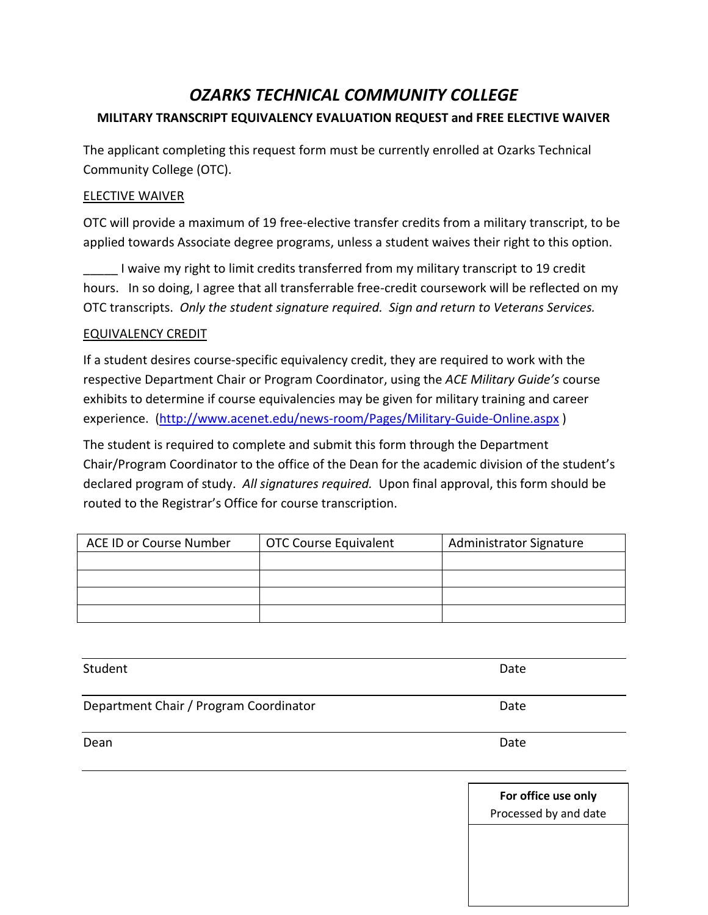# *OZARKS TECHNICAL COMMUNITY COLLEGE*

**MILITARY TRANSCRIPT EQUIVALENCY EVALUATION REQUEST and FREE ELECTIVE WAIVER**

The applicant completing this request form must be currently enrolled at Ozarks Technical Community College (OTC).

ELECTIVE WAIVER

OTC will provide a maximum of 19 free-elective transfer credits from a military transcript, to be applied towards Associate degree programs, unless a student waives their right to this option.

_____ I waive my right to limit credits transferred from my military transcript to 19 credit hours. In so doing, I agree that all transferrable free-credit coursework will be reflected on my OTC transcripts. *Only the student signature required. Sign and return to Veterans Services.*

EQUIVALENCY CREDIT

If a student desires course-specific equivalency credit, they are required to work with the respective Department Chair or Program Coordinator, using the *ACE Military Guide's* course exhibits to determine if course equivalencies may be given for military training and career experience. (http://www.acenet.edu/news-room/Pages/Military-Guide-Online.aspx )

The student is required to complete and submit this form through the Department Chair/Program Coordinator to the office of the Dean for the academic division of the student's declared program of study. *All signatures required.* Upon final approval, this form should be routed to the Registrar's Office for course transcription.

| ACE ID or Course Number | OTC Course Equivalent | Administrator Signature |
|---|---|---|
| | | |
| | | |
| | | |
| | | |

Student _______________________________________________ Date __________

Department Chair / Program Coordinator _______________________________ Date __________

Dean _______________________________________________ Date __________

| **For office use only**<br>Processed by and date |
|---|
| |